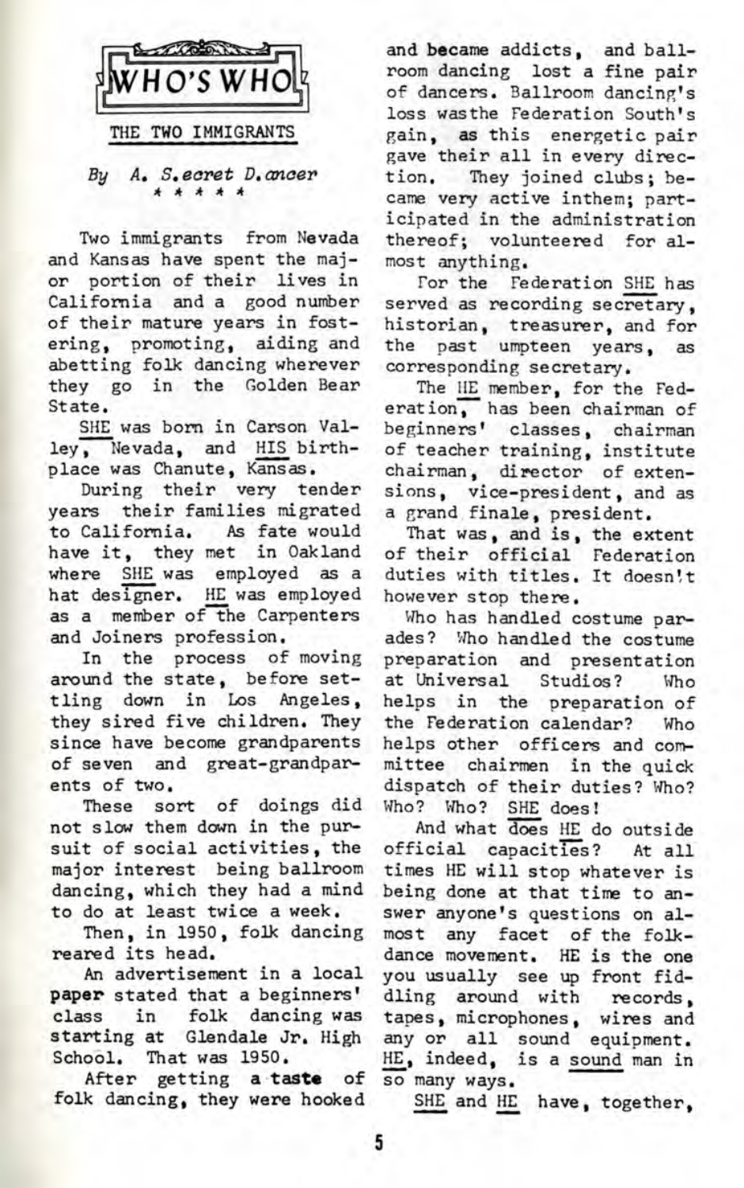# WHO'S WHO

## THE TWO IMMIGRANTS

*By A. S.ecret D.ancer*

\* \* \* \* \*

Two immigrants from Nevada and Kansas have spent the major portion of their lives in California and a good number of their mature years in fostering, promoting, aiding and abetting folk dancing wherever they go in the Golden Bear State.

SHE was born in Carson Valley, Nevada, and HIS birthplace was Chanute, Kansas.

During their very tender years their families migrated to California. As fate would have it, they met in Oakland where SHE was employed as a hat designer. HE was employed as a member of the Carpenters and Joiners profession.

In the process of moving around the state, before settling down in Los Angeles, they sired five children. They since have become grandparents of seven and great-grandparents of two.

These sort of doings did not slow them down in the pursuit of social activities, the major interest being ballroom dancing, which they had a mind to do at least twice a week.

Then, in 1950, folk dancing reared its head.

An advertisement in a local **paper** stated that a beginners' class in folk dancing was starting at Glendale Jr. High School. That was 1950.

After getting a **taste** of folk dancing, they were hooked and became addicts, and ballroom dancing lost a fine pair of dancers. Ballroom dancing's loss wasthe Federation South's gain, as this energetic pair gave their all in every direction. They joined clubs; became very active inthem; participated in the administration thereof; volunteered for almost anything.

For the Federation SHE has served as recording secretary, historian, treasurer, and for the past umpteen years, as corresponding secretary.

The HE member, for the Federation, has been chairman of beginners' classes, chairman of teacher training, institute chairman, director of extensions, vice-president, and as a grand finale, president.

That was, and is, the extent of their official Federation duties with titles. It doesn't however stop there.

Who has handled costume parades? Who handled the costume preparation and presentation at Universal Studios? Who helps in the preparation of the Federation calendar? Who helps other officers and committee chairmen in the quick dispatch of their duties? Who? Who? Who? SHE does!

And what does HE do outside official capacities? At all times HE will stop whatever is being done at that time to answer anyone's questions on almost any facet of the folkdance movement. HE is the one you usually see up front fiddling around with records, tapes, microphones, wires and any or all sound equipment. HE, indeed, is a sound man in so many ways.

SHE and HE have, together,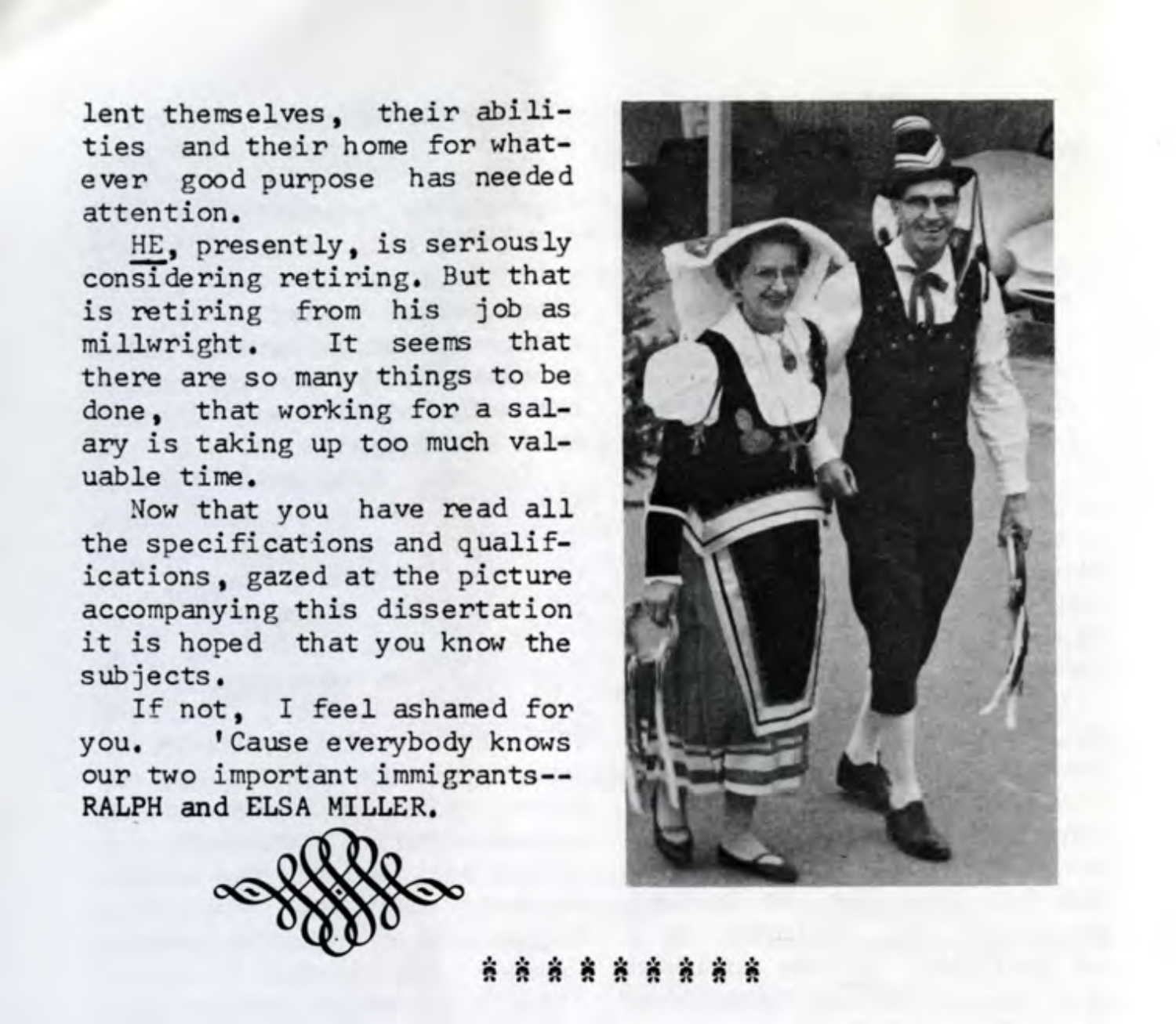lent themselves, their abilities and their home for whatever good purpose has needed attention.

<u>HE</u>, presently, is seriously considering retiring. But that is retiring from his job as millwright. It seems that there are so many things to be done, that working for a salary is taking up too much valuable time.

Now that you have read all the specifications and qualifications, gazed at the picture accompanying this dissertation it is hoped that you know the subjects.

If not, I feel ashamed for you. 'Cause everybody knows our two important immigrants--RALPH and ELSA MILLER.

* * * * * * * * * *